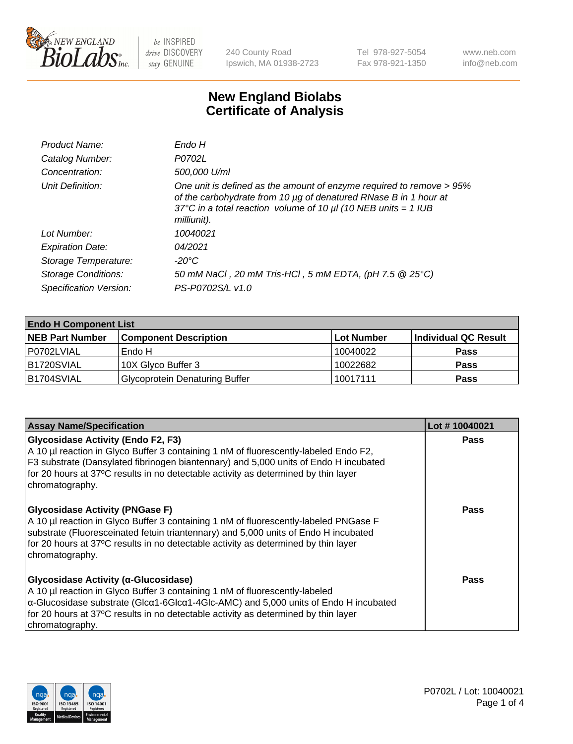NEW ENGLAND BioLabs Inc. — be INSPIRED drive DISCOVERY stay GENUINE

240 County Road
Ipswich, MA 01938-2723

Tel 978-927-5054
Fax 978-921-1350

www.neb.com
info@neb.com

# New England Biolabs
# Certificate of Analysis

| | |
|---|---|
| *Product Name:* | *Endo H* |
| *Catalog Number:* | *P0702L* |
| *Concentration:* | *500,000 U/ml* |
| *Unit Definition:* | *One unit is defined as the amount of enzyme required to remove > 95% of the carbohydrate from 10 µg of denatured RNase B in 1 hour at 37°C in a total reaction volume of 10 µl (10 NEB units = 1 IUB milliunit).* |
| *Lot Number:* | *10040021* |
| *Expiration Date:* | *04/2021* |
| *Storage Temperature:* | *-20°C* |
| *Storage Conditions:* | *50 mM NaCl , 20 mM Tris-HCl , 5 mM EDTA, (pH 7.5 @ 25°C)* |
| *Specification Version:* | *PS-P0702S/L v1.0* |

| **Endo H Component List** | | | |
|---|---|---|---|
| **NEB Part Number** | **Component Description** | **Lot Number** | **Individual QC Result** |
| P0702LVIAL | Endo H | 10040022 | **Pass** |
| B1720SVIAL | 10X Glyco Buffer 3 | 10022682 | **Pass** |
| B1704SVIAL | Glycoprotein Denaturing Buffer | 10017111 | **Pass** |

| **Assay Name/Specification** | **Lot # 10040021** |
|---|---|
| **Glycosidase Activity (Endo F2, F3)** A 10 µl reaction in Glyco Buffer 3 containing 1 nM of fluorescently-labeled Endo F2, F3 substrate (Dansylated fibrinogen biantennary) and 5,000 units of Endo H incubated for 20 hours at 37ºC results in no detectable activity as determined by thin layer chromatography. | **Pass** |
| **Glycosidase Activity (PNGase F)** A 10 µl reaction in Glyco Buffer 3 containing 1 nM of fluorescently-labeled PNGase F substrate (Fluoresceinated fetuin triantennary) and 5,000 units of Endo H incubated for 20 hours at 37ºC results in no detectable activity as determined by thin layer chromatography. | **Pass** |
| **Glycosidase Activity (α-Glucosidase)** A 10 µl reaction in Glyco Buffer 3 containing 1 nM of fluorescently-labeled α-Glucosidase substrate (Glcα1-6Glcα1-4Glc-AMC) and 5,000 units of Endo H incubated for 20 hours at 37ºC results in no detectable activity as determined by thin layer chromatography. | **Pass** |

P0702L / Lot: 10040021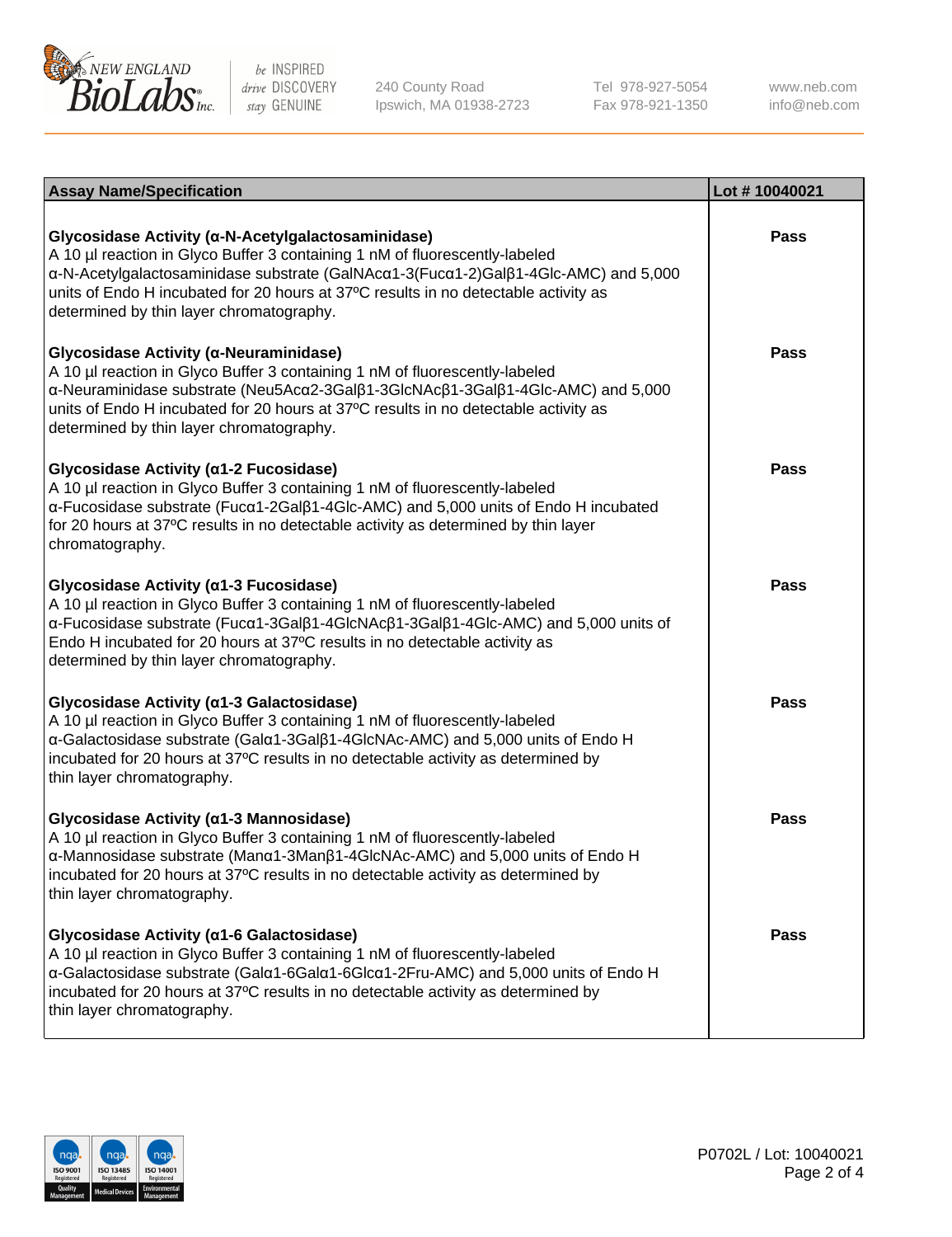| Assay Name/Specification | Lot # 10040021 |
|---|---|
| **Glycosidase Activity (α-N-Acetylgalactosaminidase)**<br>A 10 µl reaction in Glyco Buffer 3 containing 1 nM of fluorescently-labeled α-N-Acetylgalactosaminidase substrate (GalNAcα1-3(Fucα1-2)Galβ1-4Glc-AMC) and 5,000 units of Endo H incubated for 20 hours at 37ºC results in no detectable activity as determined by thin layer chromatography. | Pass |
| **Glycosidase Activity (α-Neuraminidase)**<br>A 10 µl reaction in Glyco Buffer 3 containing 1 nM of fluorescently-labeled α-Neuraminidase substrate (Neu5Acα2-3Galβ1-3GlcNAcβ1-3Galβ1-4Glc-AMC) and 5,000 units of Endo H incubated for 20 hours at 37ºC results in no detectable activity as determined by thin layer chromatography. | Pass |
| **Glycosidase Activity (α1-2 Fucosidase)**<br>A 10 µl reaction in Glyco Buffer 3 containing 1 nM of fluorescently-labeled α-Fucosidase substrate (Fucα1-2Galβ1-4Glc-AMC) and 5,000 units of Endo H incubated for 20 hours at 37ºC results in no detectable activity as determined by thin layer chromatography. | Pass |
| **Glycosidase Activity (α1-3 Fucosidase)**<br>A 10 µl reaction in Glyco Buffer 3 containing 1 nM of fluorescently-labeled α-Fucosidase substrate (Fucα1-3Galβ1-4GlcNAcβ1-3Galβ1-4Glc-AMC) and 5,000 units of Endo H incubated for 20 hours at 37ºC results in no detectable activity as determined by thin layer chromatography. | Pass |
| **Glycosidase Activity (α1-3 Galactosidase)**<br>A 10 µl reaction in Glyco Buffer 3 containing 1 nM of fluorescently-labeled α-Galactosidase substrate (Galα1-3Galβ1-4GlcNAc-AMC) and 5,000 units of Endo H incubated for 20 hours at 37ºC results in no detectable activity as determined by thin layer chromatography. | Pass |
| **Glycosidase Activity (α1-3 Mannosidase)**<br>A 10 µl reaction in Glyco Buffer 3 containing 1 nM of fluorescently-labeled α-Mannosidase substrate (Manα1-3Manβ1-4GlcNAc-AMC) and 5,000 units of Endo H incubated for 20 hours at 37ºC results in no detectable activity as determined by thin layer chromatography. | Pass |
| **Glycosidase Activity (α1-6 Galactosidase)**<br>A 10 µl reaction in Glyco Buffer 3 containing 1 nM of fluorescently-labeled α-Galactosidase substrate (Galα1-6Galα1-6Glcα1-2Fru-AMC) and 5,000 units of Endo H incubated for 20 hours at 37ºC results in no detectable activity as determined by thin layer chromatography. | Pass |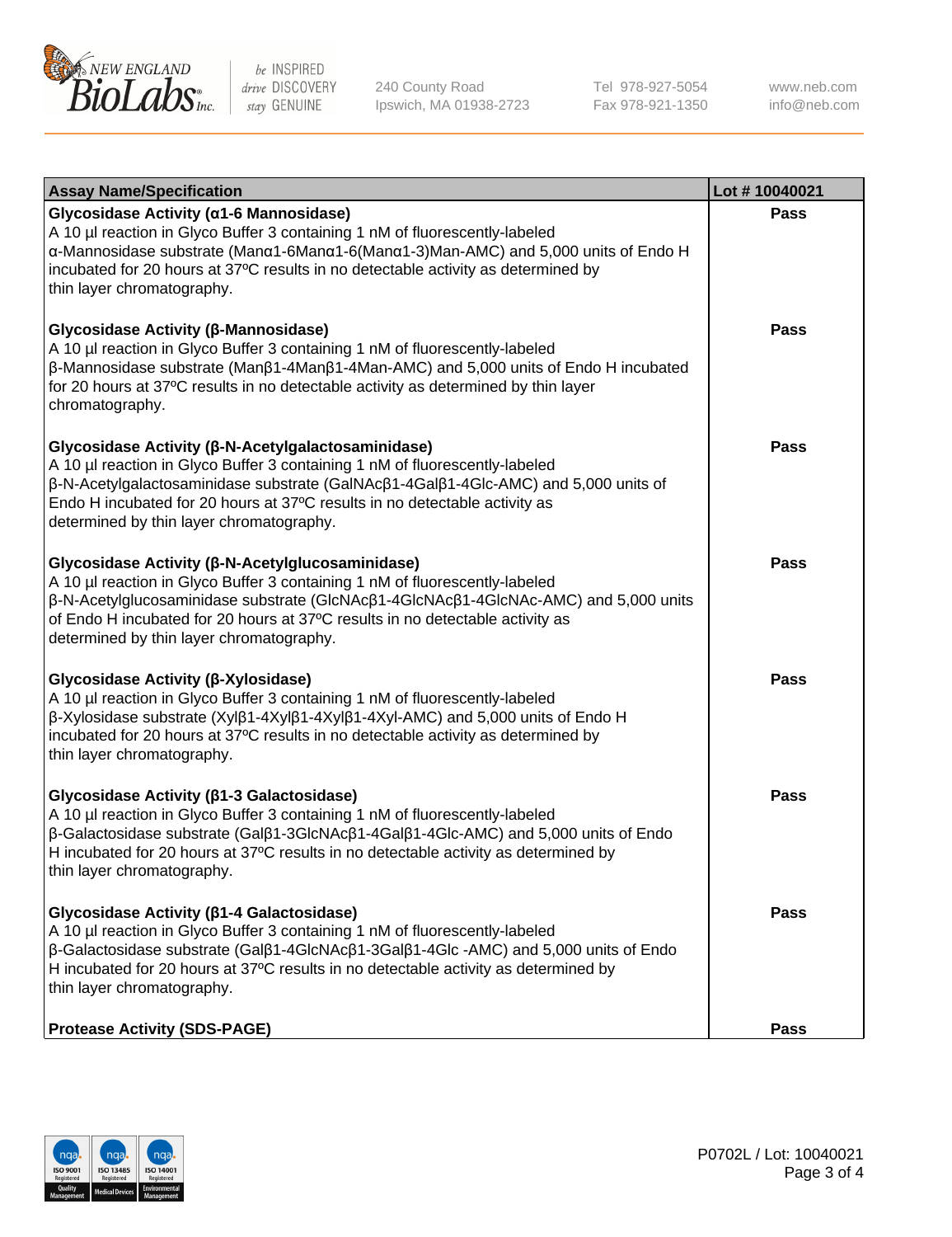| Assay Name/Specification | Lot # 10040021 |
| --- | --- |
| **Glycosidase Activity (α1-6 Mannosidase)**<br>A 10 µl reaction in Glyco Buffer 3 containing 1 nM of fluorescently-labeled α-Mannosidase substrate (Manα1-6Manα1-6(Manα1-3)Man-AMC) and 5,000 units of Endo H incubated for 20 hours at 37ºC results in no detectable activity as determined by thin layer chromatography. | Pass |
| **Glycosidase Activity (β-Mannosidase)**<br>A 10 µl reaction in Glyco Buffer 3 containing 1 nM of fluorescently-labeled β-Mannosidase substrate (Manβ1-4Manβ1-4Man-AMC) and 5,000 units of Endo H incubated for 20 hours at 37ºC results in no detectable activity as determined by thin layer chromatography. | Pass |
| **Glycosidase Activity (β-N-Acetylgalactosaminidase)**<br>A 10 µl reaction in Glyco Buffer 3 containing 1 nM of fluorescently-labeled β-N-Acetylgalactosaminidase substrate (GalNAcβ1-4Galβ1-4Glc-AMC) and 5,000 units of Endo H incubated for 20 hours at 37ºC results in no detectable activity as determined by thin layer chromatography. | Pass |
| **Glycosidase Activity (β-N-Acetylglucosaminidase)**<br>A 10 µl reaction in Glyco Buffer 3 containing 1 nM of fluorescently-labeled β-N-Acetylglucosaminidase substrate (GlcNAcβ1-4GlcNAcβ1-4GlcNAc-AMC) and 5,000 units of Endo H incubated for 20 hours at 37ºC results in no detectable activity as determined by thin layer chromatography. | Pass |
| **Glycosidase Activity (β-Xylosidase)**<br>A 10 µl reaction in Glyco Buffer 3 containing 1 nM of fluorescently-labeled β-Xylosidase substrate (Xylβ1-4Xylβ1-4Xylβ1-4Xyl-AMC) and 5,000 units of Endo H incubated for 20 hours at 37ºC results in no detectable activity as determined by thin layer chromatography. | Pass |
| **Glycosidase Activity (β1-3 Galactosidase)**<br>A 10 µl reaction in Glyco Buffer 3 containing 1 nM of fluorescently-labeled β-Galactosidase substrate (Galβ1-3GlcNAcβ1-4Galβ1-4Glc-AMC) and 5,000 units of Endo H incubated for 20 hours at 37ºC results in no detectable activity as determined by thin layer chromatography. | Pass |
| **Glycosidase Activity (β1-4 Galactosidase)**<br>A 10 µl reaction in Glyco Buffer 3 containing 1 nM of fluorescently-labeled β-Galactosidase substrate (Galβ1-4GlcNAcβ1-3Galβ1-4Glc -AMC) and 5,000 units of Endo H incubated for 20 hours at 37ºC results in no detectable activity as determined by thin layer chromatography. | Pass |
| **Protease Activity (SDS-PAGE)** | Pass |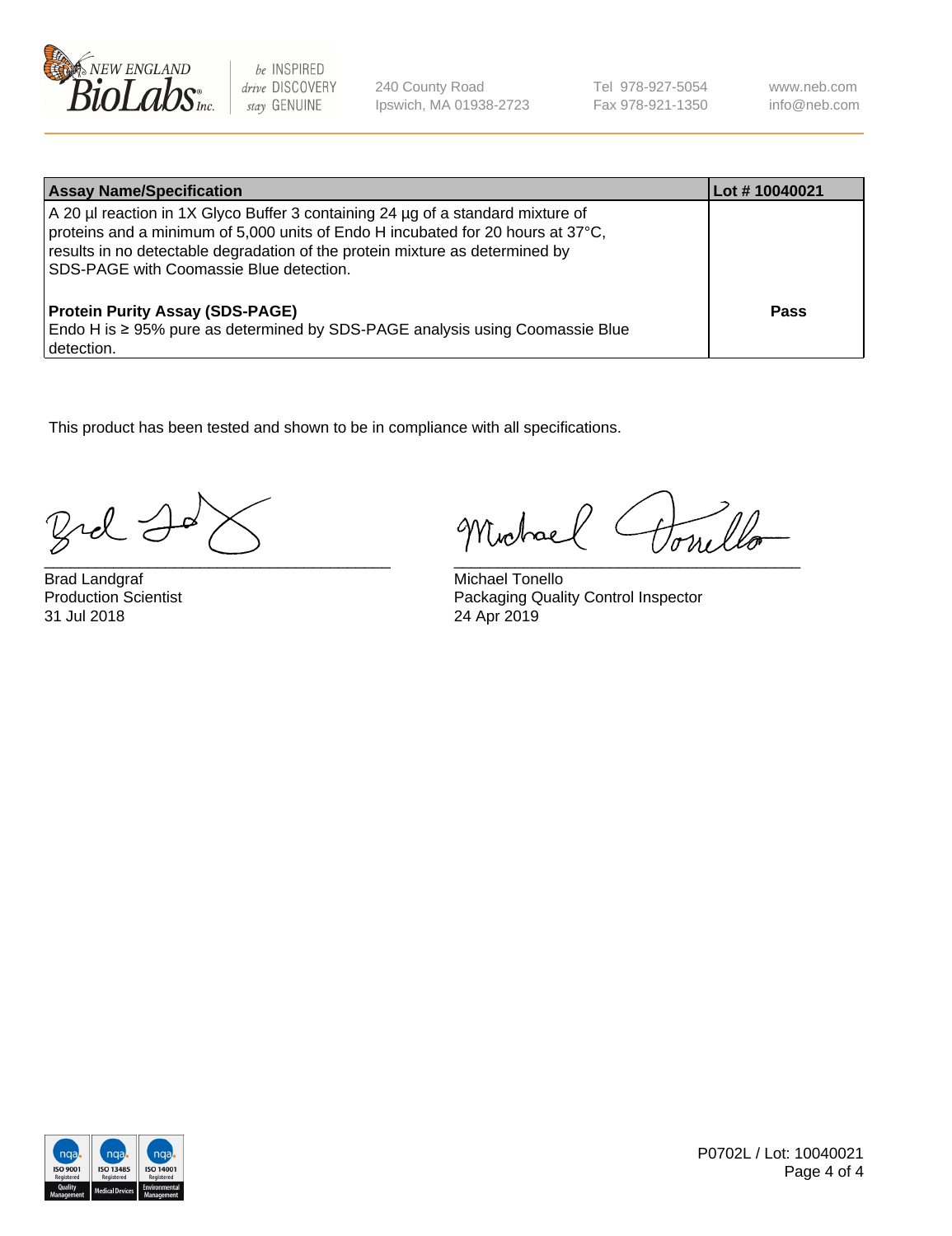| Assay Name/Specification | Lot # 10040021 |
|---|---|
| A 20 µl reaction in 1X Glyco Buffer 3 containing 24 µg of a standard mixture of proteins and a minimum of 5,000 units of Endo H incubated for 20 hours at 37°C, results in no detectable degradation of the protein mixture as determined by SDS-PAGE with Coomassie Blue detection. | |
| **Protein Purity Assay (SDS-PAGE)**<br>Endo H is ≥ 95% pure as determined by SDS-PAGE analysis using Coomassie Blue detection. | **Pass** |

This product has been tested and shown to be in compliance with all specifications.

Brad Landgraf
Production Scientist
31 Jul 2018

Michael Tonello
Packaging Quality Control Inspector
24 Apr 2019

P0702L / Lot: 10040021